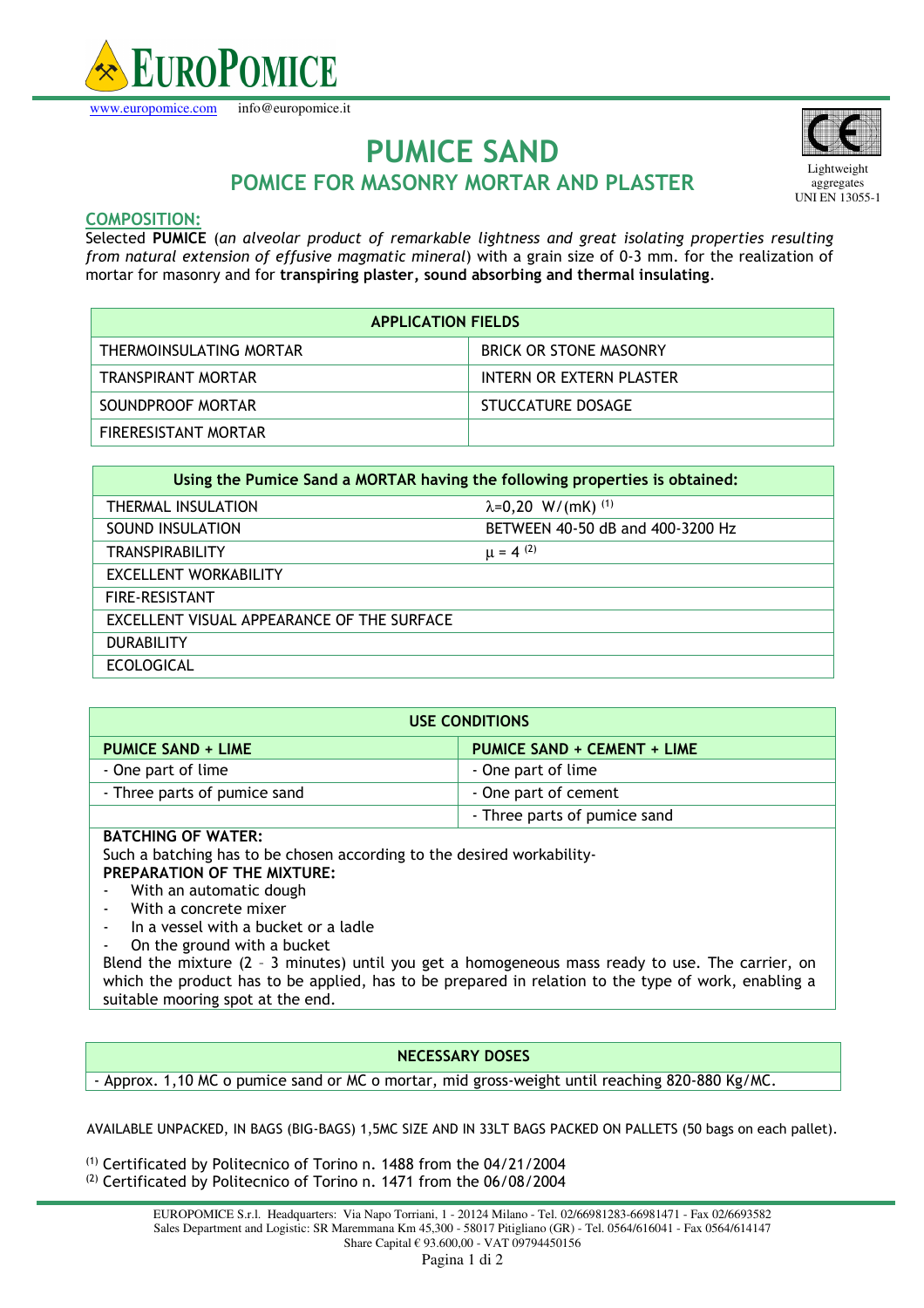EUROPOMICE

www.europomice.com info@europomice.it

# PUMICE SAND

## POMICE FOR MASONRY MORTAR AND PLASTER

CE
Lightweight aggregates
UNI EN 13055-1

### COMPOSITION:

Selected **PUMICE** (*an alveolar product of remarkable lightness and great isolating properties resulting from natural extension of effusive magmatic mineral*) with a grain size of 0-3 mm. for the realization of mortar for masonry and for **transpiring plaster, sound absorbing and thermal insulating**.

| APPLICATION FIELDS | |
|---|---|
| THERMOINSULATING MORTAR | BRICK OR STONE MASONRY |
| TRANSPIRANT MORTAR | INTERN OR EXTERN PLASTER |
| SOUNDPROOF MORTAR | STUCCATURE DOSAGE |
| FIRERESISTANT MORTAR | |

| Using the Pumice Sand a MORTAR having the following properties is obtained: | |
|---|---|
| THERMAL INSULATION | $\lambda$=0,20 W/(mK) [1] |
| SOUND INSULATION | BETWEEN 40-50 dB and 400-3200 Hz |
| TRANSPIRABILITY | $\mu$ = 4 [2] |
| EXCELLENT WORKABILITY | |
| FIRE-RESISTANT | |
| EXCELLENT VISUAL APPEARANCE OF THE SURFACE | |
| DURABILITY | |
| ECOLOGICAL | |

| USE CONDITIONS | |
|---|---|
| **PUMICE SAND + LIME** | **PUMICE SAND + CEMENT + LIME** |
| - One part of lime | - One part of lime |
| - Three parts of pumice sand | - One part of cement |
| | - Three parts of pumice sand |

**BATCHING OF WATER:**
Such a batching has to be chosen according to the desired workability-

**PREPARATION OF THE MIXTURE:**

- With an automatic dough
- With a concrete mixer
- In a vessel with a bucket or a ladle
- On the ground with a bucket

Blend the mixture (2 – 3 minutes) until you get a homogeneous mass ready to use. The carrier, on which the product has to be applied, has to be prepared in relation to the type of work, enabling a suitable mooring spot at the end.

| NECESSARY DOSES |
|---|
| - Approx. 1,10 MC o pumice sand or MC o mortar, mid gross-weight until reaching 820-880 Kg/MC. |

AVAILABLE UNPACKED, IN BAGS (BIG-BAGS) 1,5MC SIZE AND IN 33LT BAGS PACKED ON PALLETS (50 bags on each pallet).

[1] Certificated by Politecnico of Torino n. 1488 from the 04/21/2004
[2] Certificated by Politecnico of Torino n. 1471 from the 06/08/2004

EUROPOMICE S.r.l. Headquarters: Via Napo Torriani, 1 - 20124 Milano - Tel. 02/66981283-66981471 - Fax 02/6693582
Sales Department and Logistic: SR Maremmana Km 45,300 - 58017 Pitigliano (GR) - Tel. 0564/616041 - Fax 0564/614147
Share Capital € 93.600,00 - VAT 09794450156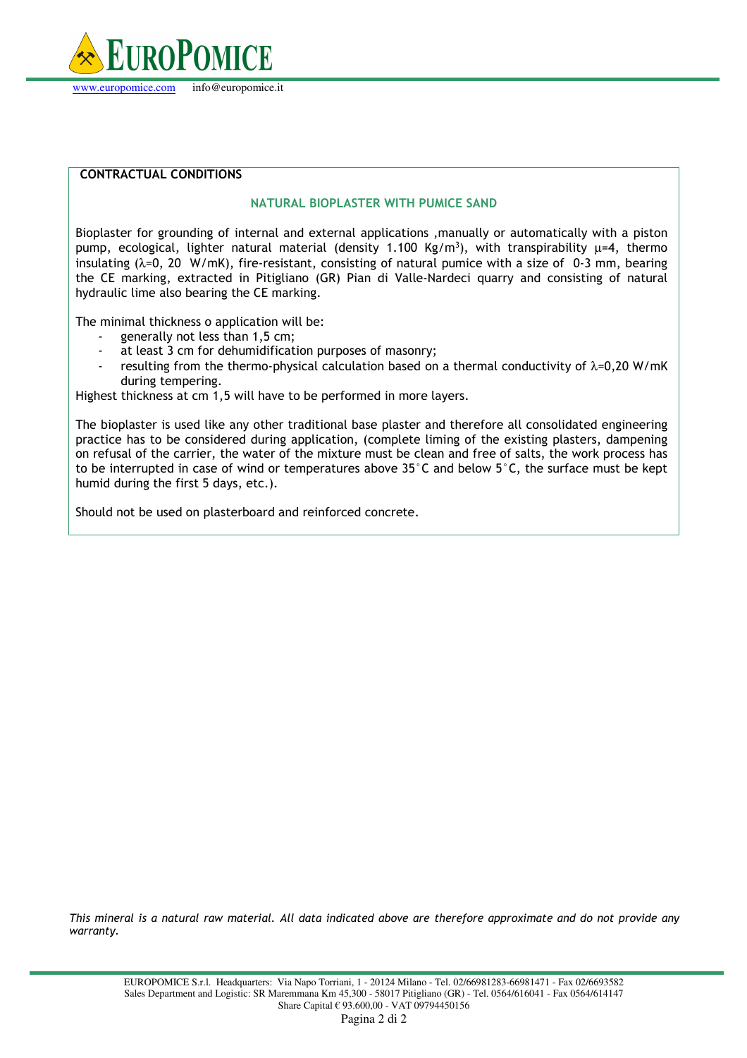## CONTRACTUAL CONDITIONS

### NATURAL BIOPLASTER WITH PUMICE SAND

Bioplaster for grounding of internal and external applications ,manually or automatically with a piston pump, ecological, lighter natural material (density 1.100 $Kg/m^3$), with transpirability $\mu$=4, thermo insulating ($\lambda$=0, 20 W/mK), fire-resistant, consisting of natural pumice with a size of 0-3 mm, bearing the CE marking, extracted in Pitigliano (GR) Pian di Valle-Nardeci quarry and consisting of natural hydraulic lime also bearing the CE marking.

The minimal thickness o application will be:

- generally not less than 1,5 cm;
- at least 3 cm for dehumidification purposes of masonry;
- resulting from the thermo-physical calculation based on a thermal conductivity of $\lambda$=0,20 W/mK during tempering.

Highest thickness at cm 1,5 will have to be performed in more layers.

The bioplaster is used like any other traditional base plaster and therefore all consolidated engineering practice has to be considered during application, (complete liming of the existing plasters, dampening on refusal of the carrier, the water of the mixture must be clean and free of salts, the work process has to be interrupted in case of wind or temperatures above 35°C and below 5°C, the surface must be kept humid during the first 5 days, etc.).

Should not be used on plasterboard and reinforced concrete.

*This mineral is a natural raw material. All data indicated above are therefore approximate and do not provide any warranty.*